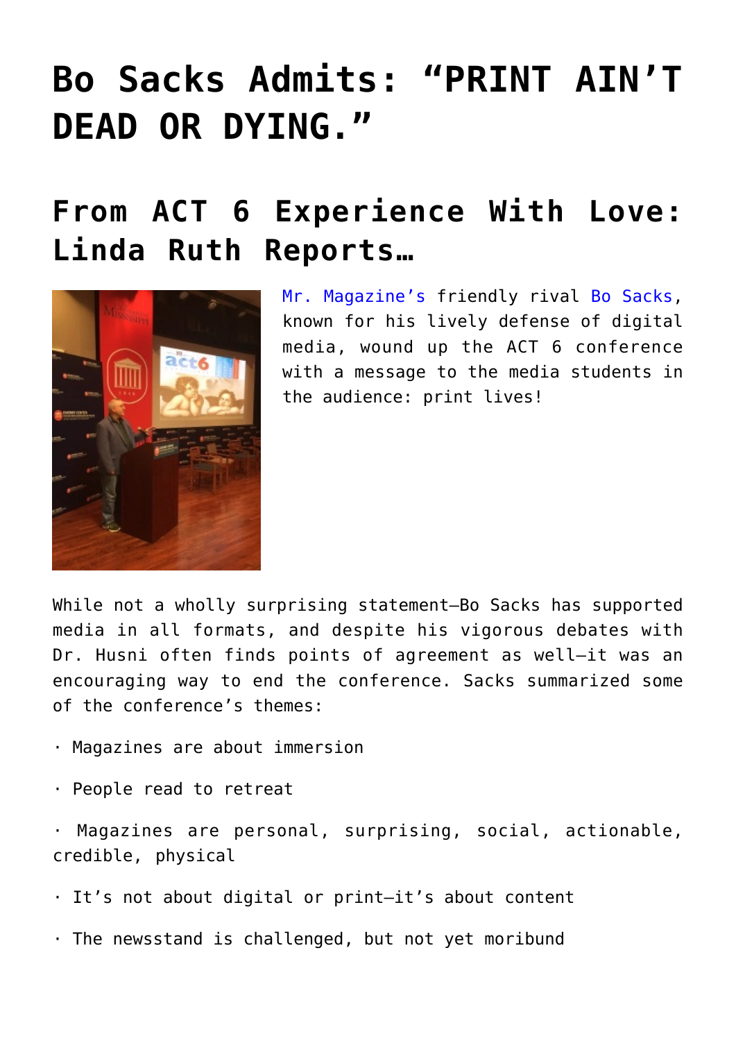# Bo Sacks Admits: "PRINT AIN'T DEAD OR DYING."

## From ACT 6 Experience With Love: Linda Ruth Reports…

Mr. Magazine's friendly rival Bo Sacks, known for his lively defense of digital media, wound up the ACT 6 conference with a message to the media students in the audience: print lives!

While not a wholly surprising statement—Bo Sacks has supported media in all formats, and despite his vigorous debates with Dr. Husni often finds points of agreement as well—it was an encouraging way to end the conference. Sacks summarized some of the conference's themes:

· Magazines are about immersion

· People read to retreat

· Magazines are personal, surprising, social, actionable, credible, physical

· It's not about digital or print—it's about content

· The newsstand is challenged, but not yet moribund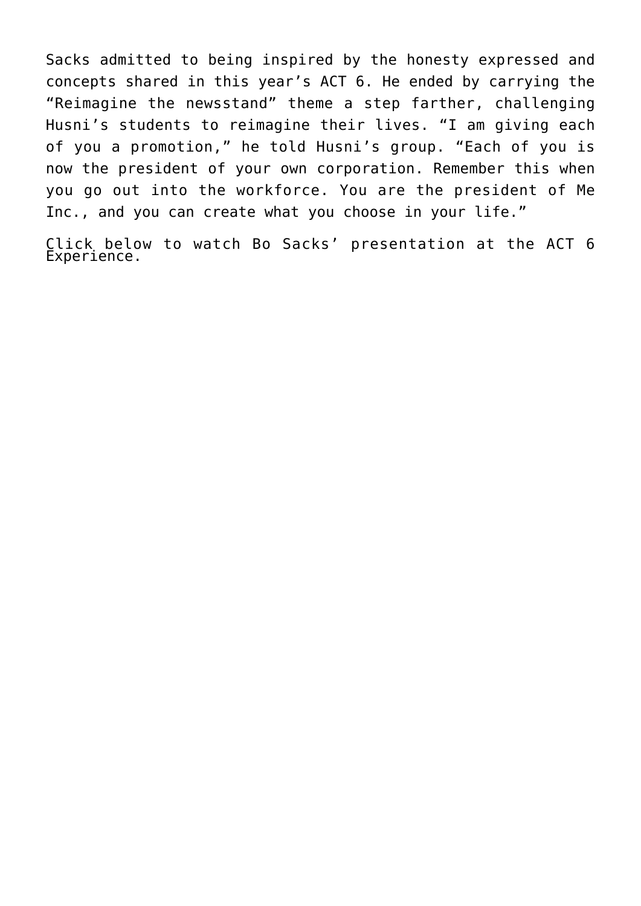Sacks admitted to being inspired by the honesty expressed and concepts shared in this year's ACT 6. He ended by carrying the "Reimagine the newsstand" theme a step farther, challenging Husni's students to reimagine their lives. "I am giving each of you a promotion," he told Husni's group. "Each of you is now the president of your own corporation. Remember this when you go out into the workforce. You are the president of Me Inc., and you can create what you choose in your life."

Click below to watch Bo Sacks' presentation at the ACT 6 Experience.